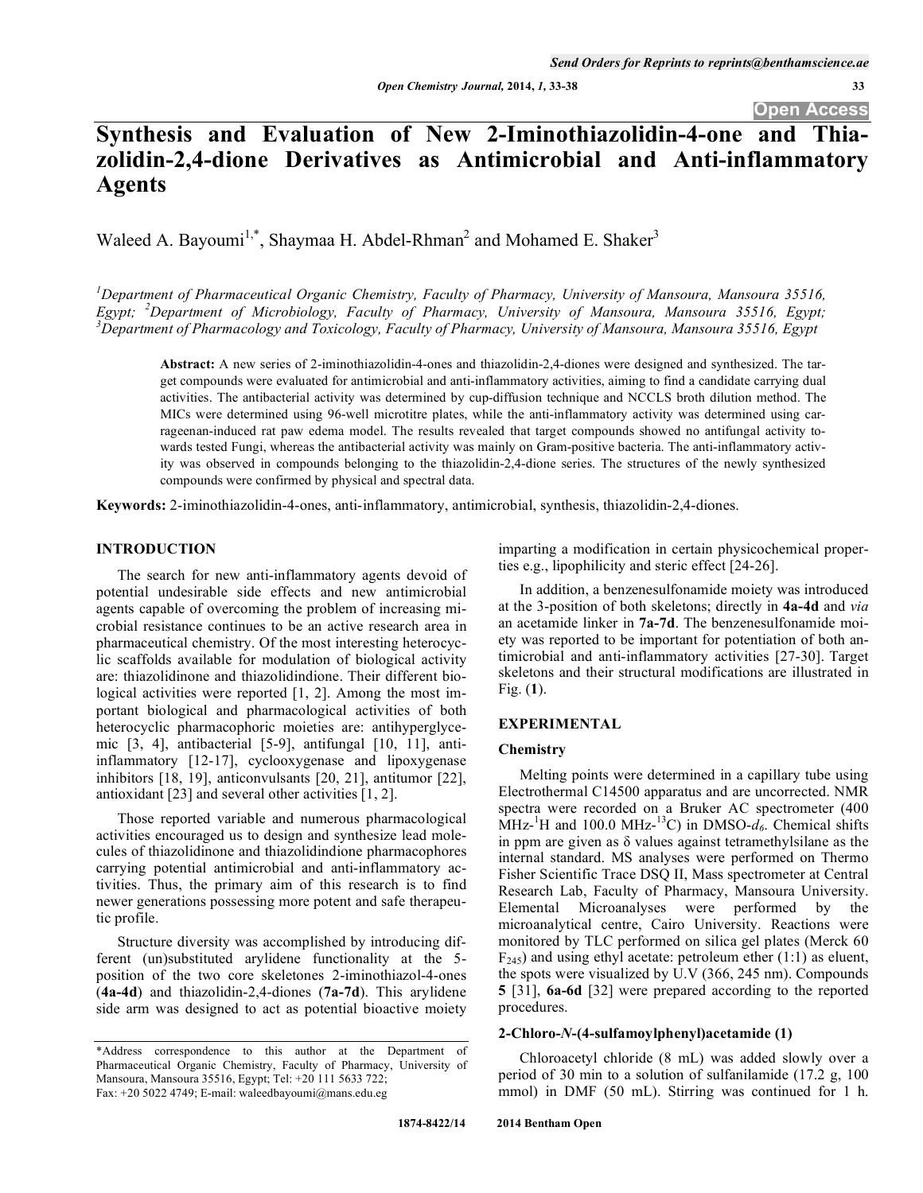# Synthesis and Evaluation of New 2-Iminothiazolidin-4-one and Thiazolidin-2,4-dione Derivatives as Antimicrobial and Anti-inflammatory Agents

Waleed A. Bayoumi[1,*], Shaymaa H. Abdel-Rhman[2] and Mohamed E. Shaker[3]

[1]Department of Pharmaceutical Organic Chemistry, Faculty of Pharmacy, University of Mansoura, Mansoura 35516, Egypt; [2]Department of Microbiology, Faculty of Pharmacy, University of Mansoura, Mansoura 35516, Egypt; [3]Department of Pharmacology and Toxicology, Faculty of Pharmacy, University of Mansoura, Mansoura 35516, Egypt

**Abstract:** A new series of 2-iminothiazolidin-4-ones and thiazolidin-2,4-diones were designed and synthesized. The target compounds were evaluated for antimicrobial and anti-inflammatory activities, aiming to find a candidate carrying dual activities. The antibacterial activity was determined by cup-diffusion technique and NCCLS broth dilution method. The MICs were determined using 96-well microtitre plates, while the anti-inflammatory activity was determined using carrageenan-induced rat paw edema model. The results revealed that target compounds showed no antifungal activity towards tested Fungi, whereas the antibacterial activity was mainly on Gram-positive bacteria. The anti-inflammatory activity was observed in compounds belonging to the thiazolidin-2,4-dione series. The structures of the newly synthesized compounds were confirmed by physical and spectral data.

**Keywords:** 2-iminothiazolidin-4-ones, anti-inflammatory, antimicrobial, synthesis, thiazolidin-2,4-diones.

## INTRODUCTION

The search for new anti-inflammatory agents devoid of potential undesirable side effects and new antimicrobial agents capable of overcoming the problem of increasing microbial resistance continues to be an active research area in pharmaceutical chemistry. Of the most interesting heterocyclic scaffolds available for modulation of biological activity are: thiazolidinone and thiazolidindione. Their different biological activities were reported [1, 2]. Among the most important biological and pharmacological activities of both heterocyclic pharmacophoric moieties are: antihyperglycemic [3, 4], antibacterial [5-9], antifungal [10, 11], anti-inflammatory [12-17], cyclooxygenase and lipoxygenase inhibitors [18, 19], anticonvulsants [20, 21], antitumor [22], antioxidant [23] and several other activities [1, 2].

Those reported variable and numerous pharmacological activities encouraged us to design and synthesize lead molecules of thiazolidinone and thiazolidindione pharmacophores carrying potential antimicrobial and anti-inflammatory activities. Thus, the primary aim of this research is to find newer generations possessing more potent and safe therapeutic profile.

Structure diversity was accomplished by introducing different (un)substituted arylidene functionality at the 5-position of the two core skeletones 2-iminothiazol-4-ones (**4a-4d**) and thiazolidin-2,4-diones (**7a-7d**). This arylidene side arm was designed to act as potential bioactive moiety imparting a modification in certain physicochemical properties e.g., lipophilicity and steric effect [24-26].

In addition, a benzenesulfonamide moiety was introduced at the 3-position of both skeletons; directly in **4a-4d** and *via* an acetamide linker in **7a-7d**. The benzenesulfonamide moiety was reported to be important for potentiation of both antimicrobial and anti-inflammatory activities [27-30]. Target skeletons and their structural modifications are illustrated in Fig. (**1**).

## EXPERIMENTAL

### Chemistry

Melting points were determined in a capillary tube using Electrothermal C14500 apparatus and are uncorrected. NMR spectra were recorded on a Bruker AC spectrometer (400 MHz-$^1$H and 100.0 MHz-$^{13}$C) in DMSO-$d_6$. Chemical shifts in ppm are given as δ values against tetramethylsilane as the internal standard. MS analyses were performed on Thermo Fisher Scientific Trace DSQ II, Mass spectrometer at Central Research Lab, Faculty of Pharmacy, Mansoura University. Elemental Microanalyses were performed by the microanalytical centre, Cairo University. Reactions were monitored by TLC performed on silica gel plates (Merck 60 $F_{245}$) and using ethyl acetate: petroleum ether (1:1) as eluent, the spots were visualized by U.V (366, 245 nm). Compounds **5** [31], **6a-6d** [32] were prepared according to the reported procedures.

### 2-Chloro-*N*-(4-sulfamoylphenyl)acetamide (1)

Chloroacetyl chloride (8 mL) was added slowly over a period of 30 min to a solution of sulfanilamide (17.2 g, 100 mmol) in DMF (50 mL). Stirring was continued for 1 h.

*Address correspondence to this author at the Department of Pharmaceutical Organic Chemistry, Faculty of Pharmacy, University of Mansoura, Mansoura 35516, Egypt; Tel: +20 111 5633 722; Fax: +20 5022 4749; E-mail: waleedbayoumi@mans.edu.eg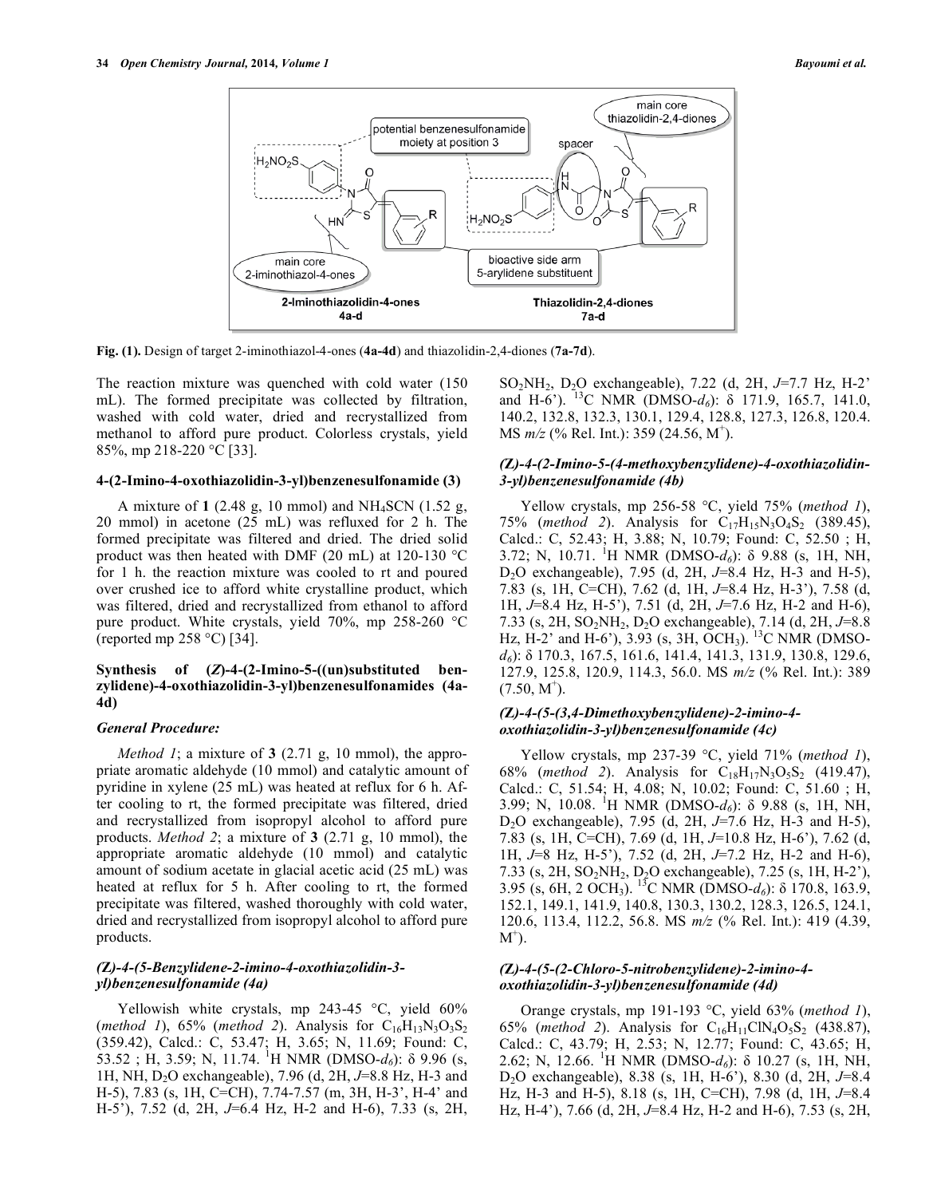Fig. (1). Design of target 2-iminothiazol-4-ones (4a-4d) and thiazolidin-2,4-diones (7a-7d).

The reaction mixture was quenched with cold water (150 mL). The formed precipitate was collected by filtration, washed with cold water, dried and recrystallized from methanol to afford pure product. Colorless crystals, yield 85%, mp 218-220 °C [33].

#### 4-(2-Imino-4-oxothiazolidin-3-yl)benzenesulfonamide (3)

A mixture of **1** (2.48 g, 10 mmol) and $NH_4SCN$ (1.52 g, 20 mmol) in acetone (25 mL) was refluxed for 2 h. The formed precipitate was filtered and dried. The dried solid product was then heated with DMF (20 mL) at 120-130 °C for 1 h. the reaction mixture was cooled to rt and poured over crushed ice to afford white crystalline product, which was filtered, dried and recrystallized from ethanol to afford pure product. White crystals, yield 70%, mp 258-260 °C (reported mp 258 °C) [34].

#### Synthesis of (*Z*)-4-(2-Imino-5-((un)substituted benzylidene)-4-oxothiazolidin-3-yl)benzenesulfonamides (4a-4d)

##### *General Procedure:*

*Method 1*; a mixture of **3** (2.71 g, 10 mmol), the appropriate aromatic aldehyde (10 mmol) and catalytic amount of pyridine in xylene (25 mL) was heated at reflux for 6 h. After cooling to rt, the formed precipitate was filtered, dried and recrystallized from isopropyl alcohol to afford pure products. *Method 2*; a mixture of **3** (2.71 g, 10 mmol), the appropriate aromatic aldehyde (10 mmol) and catalytic amount of sodium acetate in glacial acetic acid (25 mL) was heated at reflux for 5 h. After cooling to rt, the formed precipitate was filtered, washed thoroughly with cold water, dried and recrystallized from isopropyl alcohol to afford pure products.

##### *(Z)-4-(5-Benzylidene-2-imino-4-oxothiazolidin-3-yl)benzenesulfonamide (4a)*

Yellowish white crystals, mp 243-45 °C, yield 60% (*method 1*), 65% (*method 2*). Analysis for $C_{16}H_{13}N_3O_3S_2$ (359.42), Calcd.: C, 53.47; H, 3.65; N, 11.69; Found: C, 53.52 ; H, 3.59; N, 11.74. $^1$H NMR (DMSO-$d_6$): δ 9.96 (s, 1H, NH, $D_2O$ exchangeable), 7.96 (d, 2H, $J$=8.8 Hz, H-3 and H-5), 7.83 (s, 1H, C=CH), 7.74-7.57 (m, 3H, H-3', H-4' and H-5'), 7.52 (d, 2H, $J$=6.4 Hz, H-2 and H-6), 7.33 (s, 2H, $SO_2NH_2$, $D_2O$ exchangeable), 7.22 (d, 2H, $J$=7.7 Hz, H-2' and H-6'). $^{13}$C NMR (DMSO-$d_6$): δ 171.9, 165.7, 141.0, 140.2, 132.8, 132.3, 130.1, 129.4, 128.8, 127.3, 126.8, 120.4. MS $m/z$ (% Rel. Int.): 359 (24.56, $M^+$).

##### *(Z)-4-(2-Imino-5-(4-methoxybenzylidene)-4-oxothiazolidin-3-yl)benzenesulfonamide (4b)*

Yellow crystals, mp 256-58 °C, yield 75% (*method 1*), 75% (*method 2*). Analysis for $C_{17}H_{15}N_3O_4S_2$ (389.45), Calcd.: C, 52.43; H, 3.88; N, 10.79; Found: C, 52.50 ; H, 3.72; N, 10.71. $^1$H NMR (DMSO-$d_6$): δ 9.88 (s, 1H, NH, $D_2O$ exchangeable), 7.95 (d, 2H, $J$=8.4 Hz, H-3 and H-5), 7.83 (s, 1H, C=CH), 7.62 (d, 1H, $J$=8.4 Hz, H-3'), 7.58 (d, 1H, $J$=8.4 Hz, H-5'), 7.51 (d, 2H, $J$=7.6 Hz, H-2 and H-6), 7.33 (s, 2H, $SO_2NH_2$, $D_2O$ exchangeable), 7.14 (d, 2H, $J$=8.8 Hz, H-2' and H-6'), 3.93 (s, 3H, $OCH_3$). $^{13}$C NMR (DMSO-$d_6$): δ 170.3, 167.5, 161.6, 141.4, 141.3, 131.9, 130.8, 129.6, 127.9, 125.8, 120.9, 114.3, 56.0. MS $m/z$ (% Rel. Int.): 389 (7.50, $M^+$).

##### *(Z)-4-(5-(3,4-Dimethoxybenzylidene)-2-imino-4-oxothiazolidin-3-yl)benzenesulfonamide (4c)*

Yellow crystals, mp 237-39 °C, yield 71% (*method 1*), 68% (*method 2*). Analysis for $C_{18}H_{17}N_3O_5S_2$ (419.47), Calcd.: C, 51.54; H, 4.08; N, 10.02; Found: C, 51.60 ; H, 3.99; N, 10.08. $^1$H NMR (DMSO-$d_6$): δ 9.88 (s, 1H, NH, $D_2O$ exchangeable), 7.95 (d, 2H, $J$=7.6 Hz, H-3 and H-5), 7.83 (s, 1H, C=CH), 7.69 (d, 1H, $J$=10.8 Hz, H-6'), 7.62 (d, 1H, $J$=8 Hz, H-5'), 7.52 (d, 2H, $J$=7.2 Hz, H-2 and H-6), 7.33 (s, 2H, $SO_2NH_2$, $D_2O$ exchangeable), 7.25 (s, 1H, H-2'), 3.95 (s, 6H, 2 $OCH_3$). $^{13}$C NMR (DMSO-$d_6$): δ 170.8, 163.9, 152.1, 149.1, 141.9, 140.8, 130.3, 130.2, 128.3, 126.5, 124.1, 120.6, 113.4, 112.2, 56.8. MS $m/z$ (% Rel. Int.): 419 (4.39, $M^+$).

##### *(Z)-4-(5-(2-Chloro-5-nitrobenzylidene)-2-imino-4-oxothiazolidin-3-yl)benzenesulfonamide (4d)*

Orange crystals, mp 191-193 °C, yield 63% (*method 1*), 65% (*method 2*). Analysis for $C_{16}H_{11}ClN_4O_5S_2$ (438.87), Calcd.: C, 43.79; H, 2.53; N, 12.77; Found: C, 43.65; H, 2.62; N, 12.66. $^1$H NMR (DMSO-$d_6$): δ 10.27 (s, 1H, NH, $D_2O$ exchangeable), 8.38 (s, 1H, H-6'), 8.30 (d, 2H, $J$=8.4 Hz, H-3 and H-5), 8.18 (s, 1H, C=CH), 7.98 (d, 1H, $J$=8.4 Hz, H-4'), 7.66 (d, 2H, $J$=8.4 Hz, H-2 and H-6), 7.53 (s, 2H,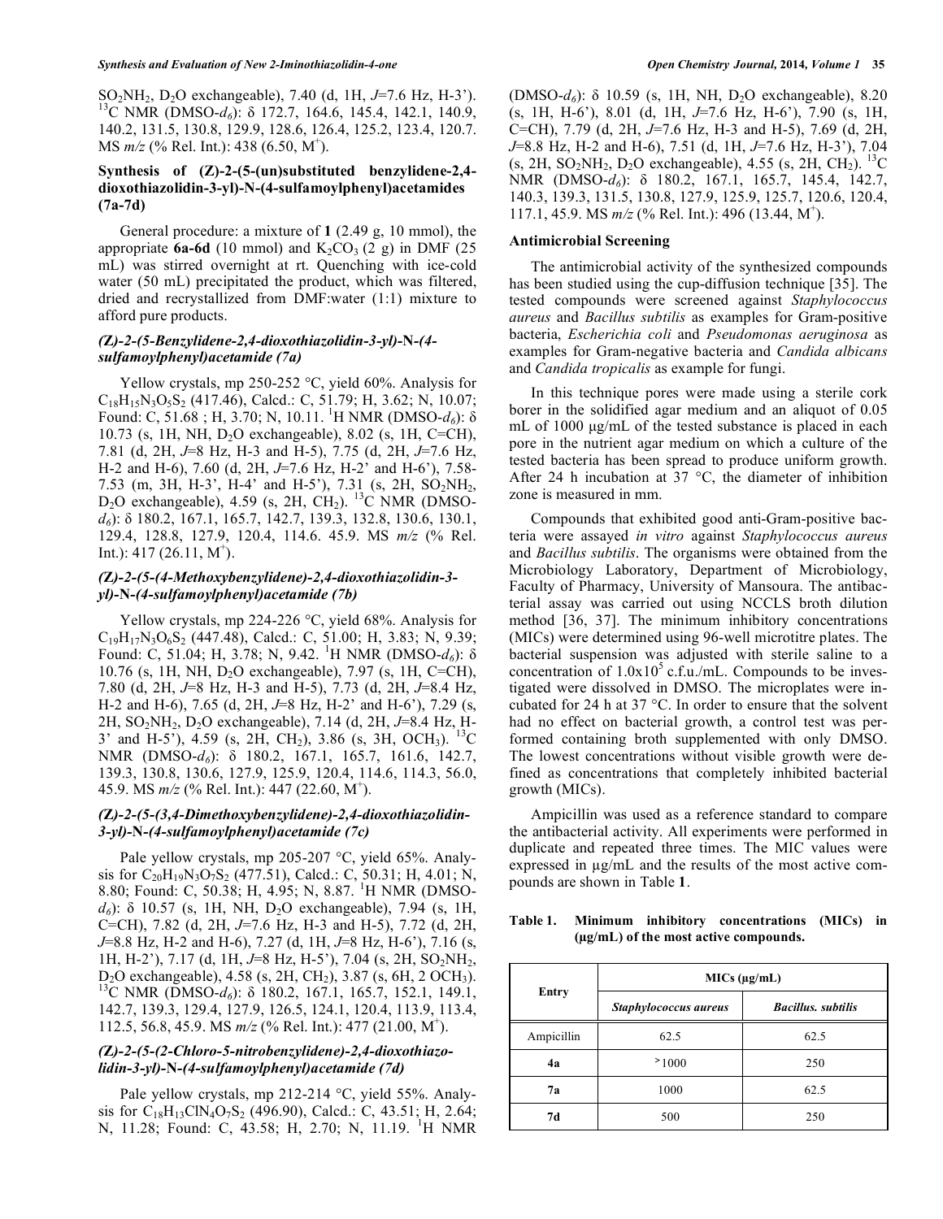$SO_2NH_2$, $D_2O$ exchangeable), 7.40 (d, 1H, $J$=7.6 Hz, H-3'). $^{13}$C NMR (DMSO-$d_6$): δ 172.7, 164.6, 145.4, 142.1, 140.9, 140.2, 131.5, 130.8, 129.9, 128.6, 126.4, 125.2, 123.4, 120.7. MS $m/z$ (% Rel. Int.): 438 (6.50, $M^+$).

### Synthesis of (Z)-2-(5-(un)substituted benzylidene-2,4-dioxothiazolidin-3-yl)-N-(4-sulfamoylphenyl)acetamides (7a-7d)

General procedure: a mixture of **1** (2.49 g, 10 mmol), the appropriate **6a-6d** (10 mmol) and $K_2CO_3$ (2 g) in DMF (25 mL) was stirred overnight at rt. Quenching with ice-cold water (50 mL) precipitated the product, which was filtered, dried and recrystallized from DMF:water (1:1) mixture to afford pure products.

#### *(Z)-2-(5-Benzylidene-2,4-dioxothiazolidin-3-yl)-N-(4-sulfamoylphenyl)acetamide (7a)*

Yellow crystals, mp 250-252 °C, yield 60%. Analysis for $C_{18}H_{15}N_3O_5S_2$ (417.46), Calcd.: C, 51.79; H, 3.62; N, 10.07; Found: C, 51.68 ; H, 3.70; N, 10.11. $^1$H NMR (DMSO-$d_6$): δ 10.73 (s, 1H, NH, $D_2O$ exchangeable), 8.02 (s, 1H, C=CH), 7.81 (d, 2H, $J$=8 Hz, H-3 and H-5), 7.75 (d, 2H, $J$=7.6 Hz, H-2 and H-6), 7.60 (d, 2H, $J$=7.6 Hz, H-2' and H-6'), 7.58-7.53 (m, 3H, H-3', H-4' and H-5'), 7.31 (s, 2H, $SO_2NH_2$, $D_2O$ exchangeable), 4.59 (s, 2H, $CH_2$). $^{13}$C NMR (DMSO-$d_6$): δ 180.2, 167.1, 165.7, 142.7, 139.3, 132.8, 130.6, 130.1, 129.4, 128.8, 127.9, 120.4, 114.6. 45.9. MS $m/z$ (% Rel. Int.): 417 (26.11, $M^+$).

#### *(Z)-2-(5-(4-Methoxybenzylidene)-2,4-dioxothiazolidin-3-yl)-N-(4-sulfamoylphenyl)acetamide (7b)*

Yellow crystals, mp 224-226 °C, yield 68%. Analysis for $C_{19}H_{17}N_3O_6S_2$ (447.48), Calcd.: C, 51.00; H, 3.83; N, 9.39; Found: C, 51.04; H, 3.78; N, 9.42. $^1$H NMR (DMSO-$d_6$): δ 10.76 (s, 1H, NH, $D_2O$ exchangeable), 7.97 (s, 1H, C=CH), 7.80 (d, 2H, $J$=8 Hz, H-3 and H-5), 7.73 (d, 2H, $J$=8.4 Hz, H-2 and H-6), 7.65 (d, 2H, $J$=8 Hz, H-2' and H-6'), 7.29 (s, 2H, $SO_2NH_2$, $D_2O$ exchangeable), 7.14 (d, 2H, $J$=8.4 Hz, H-3' and H-5'), 4.59 (s, 2H, $CH_2$), 3.86 (s, 3H, $OCH_3$). $^{13}$C NMR (DMSO-$d_6$): δ 180.2, 167.1, 165.7, 161.6, 142.7, 139.3, 130.8, 130.6, 127.9, 125.9, 120.4, 114.6, 114.3, 56.0, 45.9. MS $m/z$ (% Rel. Int.): 447 (22.60, $M^+$).

#### *(Z)-2-(5-(3,4-Dimethoxybenzylidene)-2,4-dioxothiazolidin-3-yl)-N-(4-sulfamoylphenyl)acetamide (7c)*

Pale yellow crystals, mp 205-207 °C, yield 65%. Analysis for $C_{20}H_{19}N_3O_7S_2$ (477.51), Calcd.: C, 50.31; H, 4.01; N, 8.80; Found: C, 50.38; H, 4.95; N, 8.87. $^1$H NMR (DMSO-$d_6$): δ 10.57 (s, 1H, NH, $D_2O$ exchangeable), 7.94 (s, 1H, C=CH), 7.82 (d, 2H, $J$=7.6 Hz, H-3 and H-5), 7.72 (d, 2H, $J$=8.8 Hz, H-2 and H-6), 7.27 (d, 1H, $J$=8 Hz, H-6'), 7.16 (s, 1H, H-2'), 7.17 (d, 1H, $J$=8 Hz, H-5'), 7.04 (s, 2H, $SO_2NH_2$, $D_2O$ exchangeable), 4.58 (s, 2H, $CH_2$), 3.87 (s, 6H, 2 $OCH_3$). $^{13}$C NMR (DMSO-$d_6$): δ 180.2, 167.1, 165.7, 152.1, 149.1, 142.7, 139.3, 129.4, 127.9, 126.5, 124.1, 120.4, 113.9, 113.4, 112.5, 56.8, 45.9. MS $m/z$ (% Rel. Int.): 477 (21.00, $M^+$).

#### *(Z)-2-(5-(2-Chloro-5-nitrobenzylidene)-2,4-dioxothiazolidin-3-yl)-N-(4-sulfamoylphenyl)acetamide (7d)*

Pale yellow crystals, mp 212-214 °C, yield 55%. Analysis for $C_{18}H_{13}ClN_4O_7S_2$ (496.90), Calcd.: C, 43.51; H, 2.64; N, 11.28; Found: C, 43.58; H, 2.70; N, 11.19. $^1$H NMR (DMSO-$d_6$): δ 10.59 (s, 1H, NH, $D_2O$ exchangeable), 8.20 (s, 1H, H-6'), 8.01 (d, 1H, $J$=7.6 Hz, H-6'), 7.90 (s, 1H, C=CH), 7.79 (d, 2H, $J$=7.6 Hz, H-3 and H-5), 7.69 (d, 2H, $J$=8.8 Hz, H-2 and H-6), 7.51 (d, 1H, $J$=7.6 Hz, H-3'), 7.04 (s, 2H, $SO_2NH_2$, $D_2O$ exchangeable), 4.55 (s, 2H, $CH_2$). $^{13}$C NMR (DMSO-$d_6$): δ 180.2, 167.1, 165.7, 145.4, 142.7, 140.3, 139.3, 131.5, 130.8, 127.9, 125.9, 125.7, 120.6, 120.4, 117.1, 45.9. MS $m/z$ (% Rel. Int.): 496 (13.44, $M^+$).

### Antimicrobial Screening

The antimicrobial activity of the synthesized compounds has been studied using the cup-diffusion technique [35]. The tested compounds were screened against *Staphylococcus aureus* and *Bacillus subtilis* as examples for Gram-positive bacteria, *Escherichia coli* and *Pseudomonas aeruginosa* as examples for Gram-negative bacteria and *Candida albicans* and *Candida tropicalis* as example for fungi.

In this technique pores were made using a sterile cork borer in the solidified agar medium and an aliquot of 0.05 mL of 1000 µg/mL of the tested substance is placed in each pore in the nutrient agar medium on which a culture of the tested bacteria has been spread to produce uniform growth. After 24 h incubation at 37 °C, the diameter of inhibition zone is measured in mm.

Compounds that exhibited good anti-Gram-positive bacteria were assayed *in vitro* against *Staphylococcus aureus* and *Bacillus subtilis*. The organisms were obtained from the Microbiology Laboratory, Department of Microbiology, Faculty of Pharmacy, University of Mansoura. The antibacterial assay was carried out using NCCLS broth dilution method [36, 37]. The minimum inhibitory concentrations (MICs) were determined using 96-well microtitre plates. The bacterial suspension was adjusted with sterile saline to a concentration of $1.0x10^5$ c.f.u./mL. Compounds to be investigated were dissolved in DMSO. The microplates were incubated for 24 h at 37 °C. In order to ensure that the solvent had no effect on bacterial growth, a control test was performed containing broth supplemented with only DMSO. The lowest concentrations without visible growth were defined as concentrations that completely inhibited bacterial growth (MICs).

Ampicillin was used as a reference standard to compare the antibacterial activity. All experiments were performed in duplicate and repeated three times. The MIC values were expressed in µg/mL and the results of the most active compounds are shown in Table **1**.

**Table 1. Minimum inhibitory concentrations (MICs) in (µg/mL) of the most active compounds.**

| Entry | MICs (µg/mL) | |
|---|---|---|
| | *Staphylococcus aureus* | *Bacillus. subtilis* |
| Ampicillin | 62.5 | 62.5 |
| **4a** | >1000 | 250 |
| **7a** | 1000 | 62.5 |
| **7d** | 500 | 250 |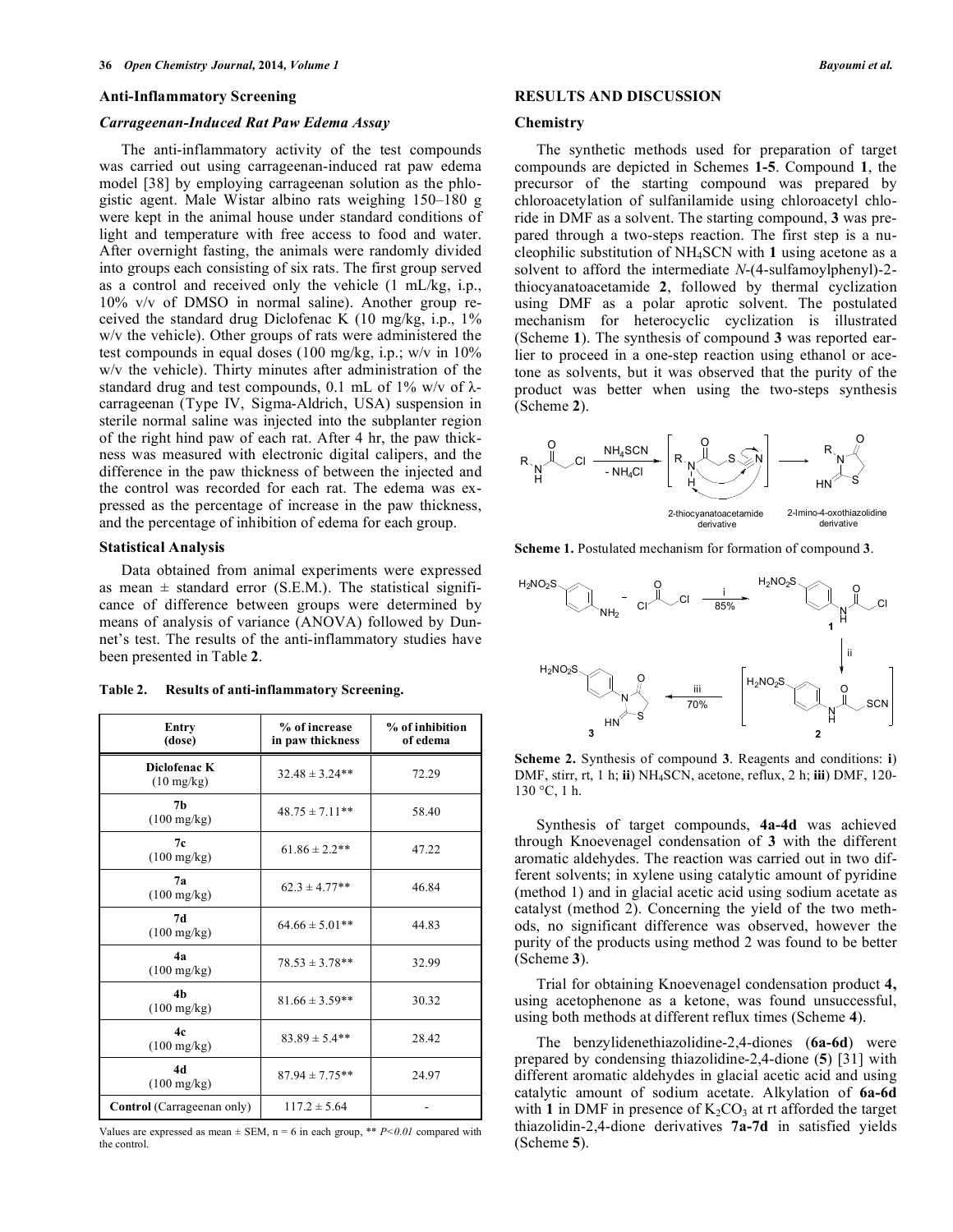### Anti-Inflammatory Screening

#### *Carrageenan-Induced Rat Paw Edema Assay*

The anti-inflammatory activity of the test compounds was carried out using carrageenan-induced rat paw edema model [38] by employing carrageenan solution as the phlogistic agent. Male Wistar albino rats weighing 150–180 g were kept in the animal house under standard conditions of light and temperature with free access to food and water. After overnight fasting, the animals were randomly divided into groups each consisting of six rats. The first group served as a control and received only the vehicle (1 mL/kg, i.p., 10% v/v of DMSO in normal saline). Another group received the standard drug Diclofenac K (10 mg/kg, i.p., 1% w/v the vehicle). Other groups of rats were administered the test compounds in equal doses (100 mg/kg, i.p.; w/v in 10% w/v the vehicle). Thirty minutes after administration of the standard drug and test compounds, 0.1 mL of 1% w/v of λ-carrageenan (Type IV, Sigma-Aldrich, USA) suspension in sterile normal saline was injected into the subplanter region of the right hind paw of each rat. After 4 hr, the paw thickness was measured with electronic digital calipers, and the difference in the paw thickness of between the injected and the control was recorded for each rat. The edema was expressed as the percentage of increase in the paw thickness, and the percentage of inhibition of edema for each group.

### Statistical Analysis

Data obtained from animal experiments were expressed as mean ± standard error (S.E.M.). The statistical significance of difference between groups were determined by means of analysis of variance (ANOVA) followed by Dunnet's test. The results of the anti-inflammatory studies have been presented in Table **2**.

**Table 2. Results of anti-inflammatory Screening.**

| Entry (dose) | % of increase in paw thickness | % of inhibition of edema |
|---|---|---|
| **Diclofenac K** (10 mg/kg) | 32.48 ± 3.24** | 72.29 |
| **7b** (100 mg/kg) | 48.75 ± 7.11** | 58.40 |
| **7c** (100 mg/kg) | 61.86 ± 2.2** | 47.22 |
| **7a** (100 mg/kg) | 62.3 ± 4.77** | 46.84 |
| **7d** (100 mg/kg) | 64.66 ± 5.01** | 44.83 |
| **4a** (100 mg/kg) | 78.53 ± 3.78** | 32.99 |
| **4b** (100 mg/kg) | 81.66 ± 3.59** | 30.32 |
| **4c** (100 mg/kg) | 83.89 ± 5.4** | 28.42 |
| **4d** (100 mg/kg) | 87.94 ± 7.75** | 24.97 |
| **Control** (Carrageenan only) | 117.2 ± 5.64 | - |

Values are expressed as mean ± SEM, n = 6 in each group, ** *P<0.01* compared with the control.

## RESULTS AND DISCUSSION

### Chemistry

The synthetic methods used for preparation of target compounds are depicted in Schemes **1-5**. Compound **1**, the precursor of the starting compound was prepared by chloroacetylation of sulfanilamide using chloroacetyl chloride in DMF as a solvent. The starting compound, **3** was prepared through a two-steps reaction. The first step is a nucleophilic substitution of $NH_4SCN$ with **1** using acetone as a solvent to afford the intermediate *N*-(4-sulfamoylphenyl)-2-thiocyanatoacetamide **2**, followed by thermal cyclization using DMF as a polar aprotic solvent. The postulated mechanism for heterocyclic cyclization is illustrated (Scheme **1**). The synthesis of compound **3** was reported earlier to proceed in a one-step reaction using ethanol or acetone as solvents, but it was observed that the purity of the product was better when using the two-steps synthesis (Scheme **2**).

**Scheme 1.** Postulated mechanism for formation of compound **3**.

**Scheme 2.** Synthesis of compound **3**. Reagents and conditions: **i**) DMF, stir, rt, 1 h; **ii**) $NH_4SCN$, acetone, reflux, 2 h; **iii**) DMF, 120-130 °C, 1 h.

Synthesis of target compounds, **4a-4d** was achieved through Knoevenagel condensation of **3** with the different aromatic aldehydes. The reaction was carried out in two different solvents; in xylene using catalytic amount of pyridine (method 1) and in glacial acetic acid using sodium acetate as catalyst (method 2). Concerning the yield of the two methods, no significant difference was observed, however the purity of the products using method 2 was found to be better (Scheme **3**).

Trial for obtaining Knoevenagel condensation product **4,** using acetophenone as a ketone, was found unsuccessful, using both methods at different reflux times (Scheme **4**).

The benzylidenethiazolidine-2,4-diones (**6a-6d**) were prepared by condensing thiazolidine-2,4-dione (**5**) [31] with different aromatic aldehydes in glacial acetic acid and using catalytic amount of sodium acetate. Alkylation of **6a-6d** with **1** in DMF in presence of $K_2CO_3$ at rt afforded the target thiazolidin-2,4-dione derivatives **7a-7d** in satisfied yields (Scheme **5**).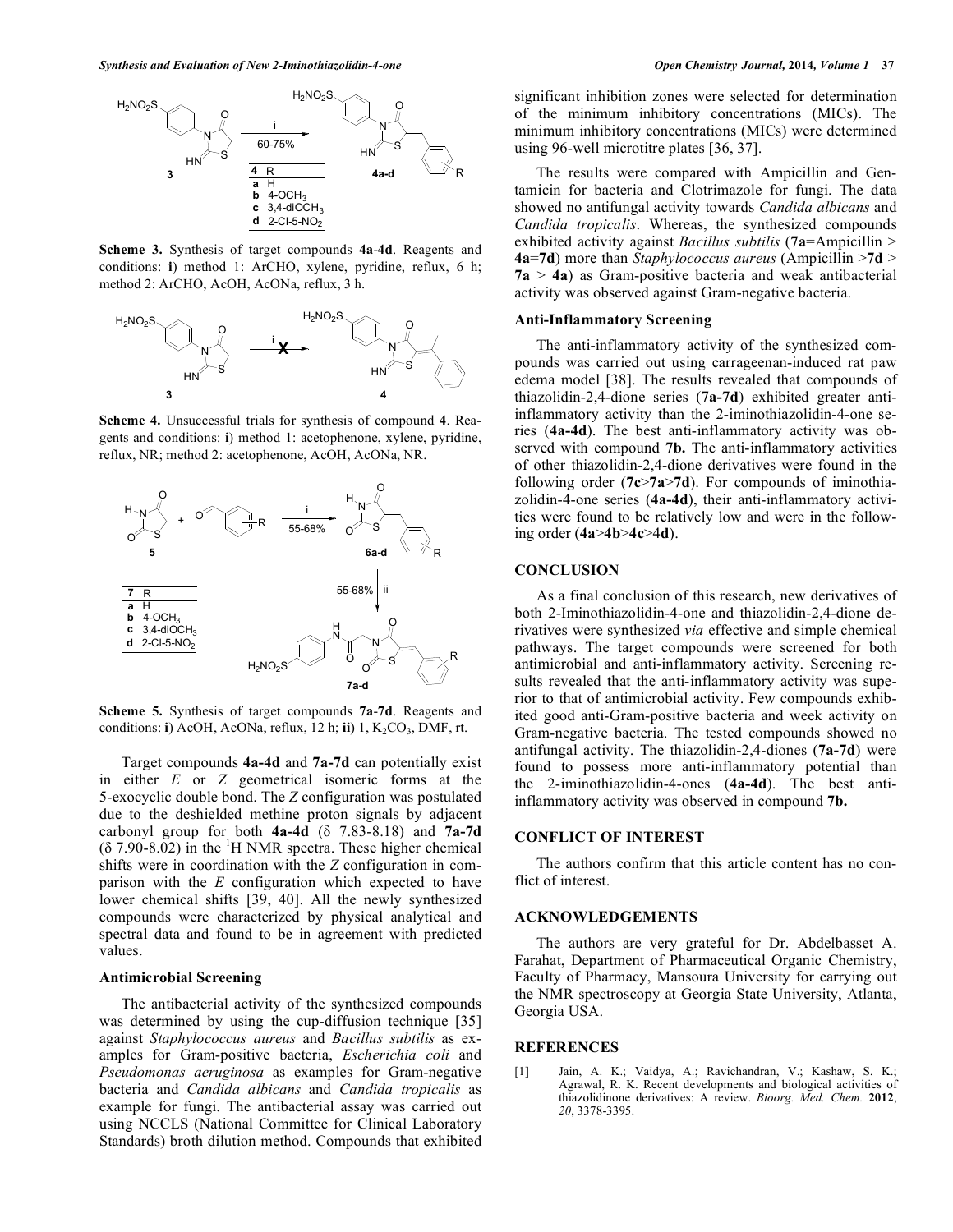**Scheme 3.** Synthesis of target compounds **4a**-**4d**. Reagents and conditions: **i**) method 1: ArCHO, xylene, pyridine, reflux, 6 h; method 2: ArCHO, AcOH, AcONa, reflux, 3 h.

**Scheme 4.** Unsuccessful trials for synthesis of compound **4**. Reagents and conditions: **i**) method 1: acetophenone, xylene, pyridine, reflux, NR; method 2: acetophenone, AcOH, AcONa, NR.

**Scheme 5.** Synthesis of target compounds **7a**-**7d**. Reagents and conditions: **i**) AcOH, AcONa, reflux, 12 h; **ii**) 1, $K_2CO_3$, DMF, rt.

Target compounds **4a-4d** and **7a-7d** can potentially exist in either *E* or *Z* geometrical isomeric forms at the 5-exocyclic double bond. The *Z* configuration was postulated due to the deshielded methine proton signals by adjacent carbonyl group for both **4a-4d** (δ 7.83-8.18) and **7a-7d** (δ 7.90-8.02) in the $^1$H NMR spectra. These higher chemical shifts were in coordination with the *Z* configuration in comparison with the *E* configuration which expected to have lower chemical shifts [39, 40]. All the newly synthesized compounds were characterized by physical analytical and spectral data and found to be in agreement with predicted values.

### Antimicrobial Screening

The antibacterial activity of the synthesized compounds was determined by using the cup-diffusion technique [35] against *Staphylococcus aureus* and *Bacillus subtilis* as examples for Gram-positive bacteria, *Escherichia coli* and *Pseudomonas aeruginosa* as examples for Gram-negative bacteria and *Candida albicans* and *Candida tropicalis* as example for fungi. The antibacterial assay was carried out using NCCLS (National Committee for Clinical Laboratory Standards) broth dilution method. Compounds that exhibited significant inhibition zones were selected for determination of the minimum inhibitory concentrations (MICs). The minimum inhibitory concentrations (MICs) were determined using 96-well microtitre plates [36, 37].

The results were compared with Ampicillin and Gentamicin for bacteria and Clotrimazole for fungi. The data showed no antifungal activity towards *Candida albicans* and *Candida tropicalis*. Whereas, the synthesized compounds exhibited activity against *Bacillus subtilis* (**7a**=Ampicillin > **4a**=**7d**) more than *Staphylococcus aureus* (Ampicillin >**7d** > **7a** > **4a**) as Gram-positive bacteria and weak antibacterial activity was observed against Gram-negative bacteria.

### Anti-Inflammatory Screening

The anti-inflammatory activity of the synthesized compounds was carried out using carrageenan-induced rat paw edema model [38]. The results revealed that compounds of thiazolidin-2,4-dione series (**7a-7d**) exhibited greater anti-inflammatory activity than the 2-iminothiazolidin-4-one series (**4a-4d**). The best anti-inflammatory activity was observed with compound **7b.** The anti-inflammatory activities of other thiazolidin-2,4-dione derivatives were found in the following order (**7c**>**7a**>**7d**). For compounds of iminothiazolidin-4-one series (**4a-4d**), their anti-inflammatory activities were found to be relatively low and were in the following order (**4a**>**4b**>**4c**>**4d**).

## CONCLUSION

As a final conclusion of this research, new derivatives of both 2-Iminothiazolidin-4-one and thiazolidin-2,4-dione derivatives were synthesized *via* effective and simple chemical pathways. The target compounds were screened for both antimicrobial and anti-inflammatory activity. Screening results revealed that the anti-inflammatory activity was superior to that of antimicrobial activity. Few compounds exhibited good anti-Gram-positive bacteria and week activity on Gram-negative bacteria. The tested compounds showed no antifungal activity. The thiazolidin-2,4-diones (**7a-7d**) were found to possess more anti-inflammatory potential than the 2-iminothiazolidin-4-ones (**4a-4d**). The best anti-inflammatory activity was observed in compound **7b.**

## CONFLICT OF INTEREST

The authors confirm that this article content has no conflict of interest.

## ACKNOWLEDGEMENTS

The authors are very grateful for Dr. Abdelbasset A. Farahat, Department of Pharmaceutical Organic Chemistry, Faculty of Pharmacy, Mansoura University for carrying out the NMR spectroscopy at Georgia State University, Atlanta, Georgia USA.

## REFERENCES

[1] Jain, A. K.; Vaidya, A.; Ravichandran, V.; Kashaw, S. K.; Agrawal, R. K. Recent developments and biological activities of thiazolidinone derivatives: A review. *Bioorg. Med. Chem.* **2012**, *20*, 3378-3395.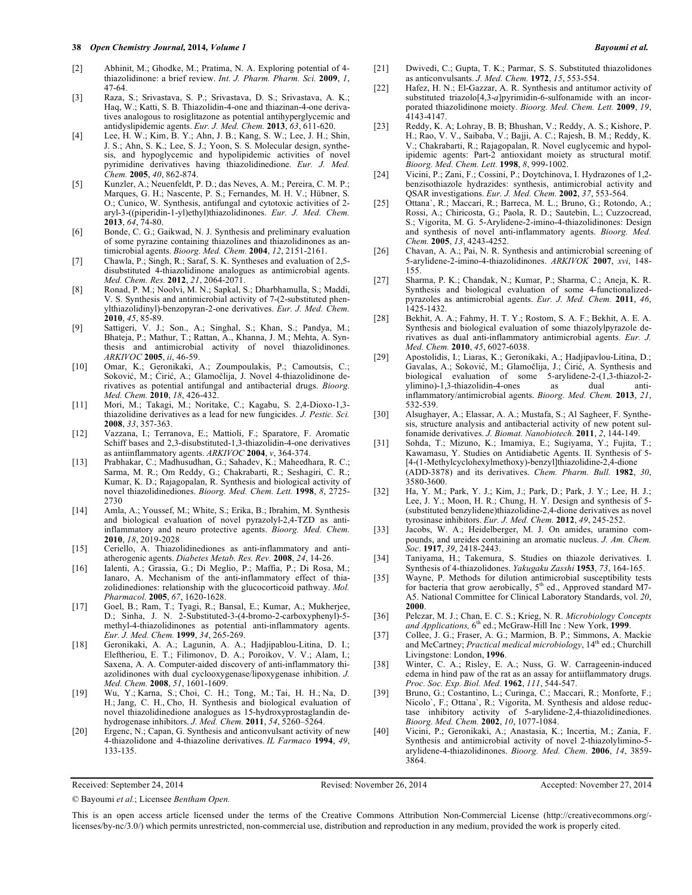[2] Abhinit, M.; Ghodke, M.; Pratima, N. A. Exploring potential of 4-thiazolidinone: a brief review. *Int. J. Pharm. Pharm. Sci.* **2009**, *1*, 47-64.

[3] Raza, S.; Srivastava, S. P.; Srivastava, D. S.; Srivastava, A. K.; Haq, W.; Katti, S. B. Thiazolidin-4-one and thiazinan-4-one derivatives analogous to rosiglitazone as potential antihyperglycemic and antidyslipidemic agents. *Eur. J. Med. Chem.* **2013**, *63*, 611-620.

[4] Lee, H. W.; Kim, B. Y.; Ahn, J. B.; Kang, S. W.; Lee, J. H.; Shin, J. S.; Ahn, S. K.; Lee, S. J.; Yoon, S. S. Molecular design, synthesis, and hypoglycemic and hypolipidemic activities of novel pyrimidine derivatives having thiazolidinedione. *Eur. J. Med. Chem.* **2005**, *40*, 862-874.

[5] Kunzler, A.; Neuenfeldt, P. D.; das Neves, A. M.; Pereira, C. M. P.; Marques, G. H.; Nascente, P. S.; Fernandes, M. H. V.; Hübner, S. O.; Cunico, W. Synthesis, antifungal and cytotoxic activities of 2-aryl-3-((piperidin-1-yl)ethyl)thiazolidinones. *Eur. J. Med. Chem.* **2013**, *64*, 74-80.

[6] Bonde, C. G.; Gaikwad, N. J. Synthesis and preliminary evaluation of some pyrazine containing thiazolines and thiazolidinones as antimicrobial agents. *Bioorg. Med. Chem.* **2004**, *12*, 2151-2161.

[7] Chawla, P.; Singh, R.; Saraf, S. K. Syntheses and evaluation of 2,5-disubstituted 4-thiazolidinone analogues as antimicrobial agents. *Med. Chem. Res.* **2012**, *21*, 2064-2071.

[8] Ronad, P. M.; Noolvi, M. N.; Sapkal, S.; Dharbhamulla, S.; Maddi, V. S. Synthesis and antimicrobial activity of 7-(2-substituted phenylthiazolidinyl)-benzopyran-2-one derivatives. *Eur. J. Med. Chem.* **2010**, *45*, 85-89.

[9] Sattigeri, V. J.; Son., A.; Singhal, S.; Khan, S.; Pandya, M.; Bhateja, P.; Mathur, T.; Rattan, A., Khanna, J. M.; Mehta, A. Synthesis and antimicrobial activity of novel thiazolidinones. *ARKIVOC* **2005**, *ii*, 46-59.

[10] Omar, K.; Geronikaki, A.; Zoumpoulakis, P.; Camoutsis, C.; Soković, M.; Ćirić, A.; Glamočlija, J. Novel 4-thiazolidinone derivatives as potential antifungal and antibacterial drugs. *Bioorg. Med. Chem.* **2010**, *18*, 426-432.

[11] Mori, M.; Takagi, M.; Noritake, C.; Kagabu, S. 2,4-Dioxo-1,3-thiazolidine derivatives as a lead for new fungicides. *J. Pestic. Sci.* **2008**, *33*, 357-363.

[12] Vazzana, I.; Terranova, E.; Mattioli, F.; Sparatore, F. Aromatic Schiff bases and 2,3-disubstituted-1,3-thiazolidin-4-one derivatives as antiinflammatory agents. *ARKIVOC* **2004**, *v*, 364-374.

[13] Prabhakar, C.; Madhusudhan, G.; Sahadev, K.; Maheedhara, R. C.; Sarma, M. R.; Om Reddy, G.; Chakrabarti, R.; Seshagiri, C. R.; Kumar, K. D.; Rajagopalan, R. Synthesis and biological activity of novel thiazolidinediones. *Bioorg. Med. Chem. Lett.* **1998**, *8*, 2725-2730

[14] Amla, A.; Youssef, M.; White, S.; Erika, B.; Ibrahim, M. Synthesis and biological evaluation of novel pyrazolyl-2,4-TZD as anti-inflammatory and neuro protective agents. *Bioorg. Med. Chem.* **2010**, *18*, 2019-2028

[15] Ceriello, A. Thiazolidinediones as anti-inflammatory and anti-atherogenic agents. *Diabetes Metab. Res. Rev.* **2008**, *24*, 14-26.

[16] Ialenti, A.; Grassia, G.; Di Meglio, P.; Maffia, P.; Di Rosa, M.; Ianaro, A. Mechanism of the anti-inflammatory effect of thiazolidinediones: relationship with the glucocorticoid pathway. *Mol. Pharmacol.* **2005**, *67*, 1620-1628.

[17] Goel, B.; Ram, T.; Tyagi, R.; Bansal, E.; Kumar, A.; Mukherjee, D.; Sinha, J. N. 2-Substituted-3-(4-bromo-2-carboxyphenyl)-5-methyl-4-thiazolidinones as potential anti-inflammatory agents. *Eur. J. Med. Chem.* **1999**, *34*, 265-269.

[18] Geronikaki, A. A.; Lagunin, A. A.; Hadjipablou-Litina, D. I.; Eleftheriou, E. T.; Filimonov, D. A.; Poroikov, V. V.; Alam, I.; Saxena, A. A. Computer-aided discovery of anti-inflammatory thiazolidinones with dual cyclooxygenase/lipoxygenase inhibition. *J. Med. Chem.* **2008**, *51*, 1601-1609.

[19] Wu, Y.; Karna, S.; Choi, C. H.; Tong, M.; Tai, H. H.; Na, D. H.; Jang, C. H., Cho, H. Synthesis and biological evaluation of novel thiazolidinedione analogues as 15-hydroxyprostaglandin dehydrogenase inhibitors. *J. Med. Chem.* **2011**, *54*, 5260–5264.

[20] Ergenc, N.; Capan, G. Synthesis and anticonvulsant activity of new 4-thiazolidone and 4-thiazoline derivatives. *IL Farmaco* **1994**, *49*, 133-135.

[21] Dwivedi, C.; Gupta, T. K.; Parmar, S. S. Substituted thiazolidones as anticonvulsants. *J. Med. Chem.* **1972**, *15*, 553-554.

[22] Hafez, H. N.; El-Gazzar, A. R. Synthesis and antitumor activity of substituted triazolo[4,3-*a*]pyrimidin-6-sulfonamide with an incorporated thiazolidinone moiety. *Bioorg. Med. Chem. Lett.* **2009**, *19*, 4143-4147.

[23] Reddy, K. A; Lohray, B. B; Bhushan, V.; Reddy, A. S.; Kishore, P. H.; Rao, V. V., Saibaba, V.; Bajji, A. C.; Rajesh, B. M.; Reddy, K. V.; Chakrabarti, R.; Rajagopalan, R. Novel euglycemic and hypolipidemic agents: Part-2 antioxidant moiety as structural motif. *Bioorg. Med. Chem. Lett.* **1998**, *8*, 999-1002.

[24] Vicini, P.; Zani, F.; Cossini, P.; Doytchinova, I. Hydrazones of 1,2-benzisothiazole hydrazides: synthesis, antimicrobial activity and QSAR investigations. *Eur. J. Med. Chem.* **2002**, *37*, 553-564.

[25] Ottana`, R.; Maccari, R.; Barreca, M. L.; Bruno, G.; Rotondo, A.; Rossi, A.; Chiricosta, G.; Paola, R. D.; Sautebin, L.; Cuzzocread, S.; Vigorita, M. G. 5-Arylidene-2-imino-4-thiazolidinones: Design and synthesis of novel anti-inflammatory agents. *Bioorg. Med. Chem.* **2005**, *13*, 4243-4252.

[26] Chavan, A. A.; Pai, N. R. Synthesis and antimicrobial screening of 5-arylidene-2-imino-4-thiazolidinones. *ARKIVOK* **2007**, *xvi*, 148-155.

[27] Sharma, P. K.; Chandak, N.; Kumar, P.; Sharma, C.; Aneja, K. R. Synthesis and biological evaluation of some 4-functionalized-pyrazoles as antimicrobial agents. *Eur. J. Med. Chem.* **2011**, *46*, 1425-1432.

[28] Bekhit, A. A.; Fahmy, H. T. Y.; Rostom, S. A. F.; Bekhit, A. E. A. Synthesis and biological evaluation of some thiazolylpyrazole derivatives as dual anti-inflammatory antimicrobial agents. *Eur. J. Med. Chem.* **2010**, *45*, 6027-6038.

[29] Apostolidis, I.; Liaras, K.; Geronikaki, A.; Hadjipavlou-Litina, D.; Gavalas, A.; Soković, M.; Glamočlija, J.; Ćirić, A. Synthesis and biological evaluation of some 5-arylidene-2-(1,3-thiazol-2-ylimino)-1,3-thiazolidin-4-ones as dual anti-inflammatory/antimicrobial agents. *Bioorg. Med. Chem.* **2013**, *21*, 532-539.

[30] Alsughayer, A.; Elassar, A. A.; Mustafa, S.; Al Sagheer, F. Synthesis, structure analysis and antibacterial activity of new potent sulfonamide derivatives. *J. Biomat. Nanobiotech.* **2011**, *2*, 144-149.

[31] Sohda, T.; Mizuno, K.; Imamiya, E.; Sugiyama, Y.; Fujita, T.; Kawamasu, Y. Studies on Antidiabetic Agents. II. Synthesis of 5-[4-(1-Methylcyclohexylmethoxy)-benzyl]thiazolidine-2,4-dione (ADD-3878) and its derivatives. *Chem. Pharm. Bull.* **1982**, *30*, 3580-3600.

[32] Ha, Y. M.; Park, Y. J.; Kim, J.; Park, D.; Park, J. Y.; Lee, H. J.; Lee, J. Y.; Moon, H. R.; Chung, H. Y. Design and synthesis of 5-(substituted benzylidene)thiazolidine-2,4-dione derivatives as novel tyrosinase inhibitors. *Eur. J. Med. Chem.* **2012**, *49*, 245-252.

[33] Jacobs, W. A.; Heidelberger, M. J. On amides, uramino compounds, and ureides containing an aromatic nucleus. *J. Am. Chem. Soc*. **1917**, *39*, 2418-2443.

[34] Taniyama, H.; Takemura, S. Studies on thiazole derivatives. I. Synthesis of 4-thiazolidones. *Yakugaku Zasshi* **1953**, *73*, 164-165.

[35] Wayne, P. Methods for dilution antimicrobial susceptibility tests for bacteria that grow aerobically, 5th ed., Approved standard M7-A5. National Committee for Clinical Laboratory Standards, vol. *20*, **2000**.

[36] Pelczar, M. J.; Chan, E. C. S.; Krieg, N. R. *Microbiology Concepts and Applications,* 6th ed.; McGraw-Hill Inc : New York, **1999**.

[37] Collee, J. G.; Fraser, A. G.; Marmion, B. P.; Simmons, A. Mackie and McCartney; *Practical medical microbiology*, 14th ed.; Churchill Livingstone: London, **1996**.

[38] Winter, C. A.; Risley, E. A.; Nuss, G. W. Carrageenin-induced edema in hind paw of the rat as an assay for antiinflammatory drugs. *Proc. Soc. Exp. Biol. Med.* **1962**, *111*, 544-547.

[39] Bruno, G.; Costantino, L.; Curinga, C.; Maccari, R.; Monforte, F.; Nicolo`, F.; Ottana`, R.; Vigorita, M. Synthesis and aldose reductase inhibitory activity of 5-arylidene-2,4-thiazolidinediones. *Bioorg. Med. Chem.* **2002**, *10*, 1077-1084.

[40] Vicini, P.; Geronikaki, A.; Anastasia, K.; Incertia, M.; Zania, F. Synthesis and antimicrobial activity of novel 2-thiazolylimino-5-arylidene-4-thiazolidinones. *Bioorg. Med. Chem*. **2006**, *14*, 3859-3864.

Received: September 24, 2014 Revised: November 26, 2014 Accepted: November 27, 2014

© Bayoumi *et al.*; Licensee *Bentham Open.*

This is an open access article licensed under the terms of the Creative Commons Attribution Non-Commercial License (http://creativecommons.org/-licenses/by-nc/3.0/) which permits unrestricted, non-commercial use, distribution and reproduction in any medium, provided the work is properly cited.